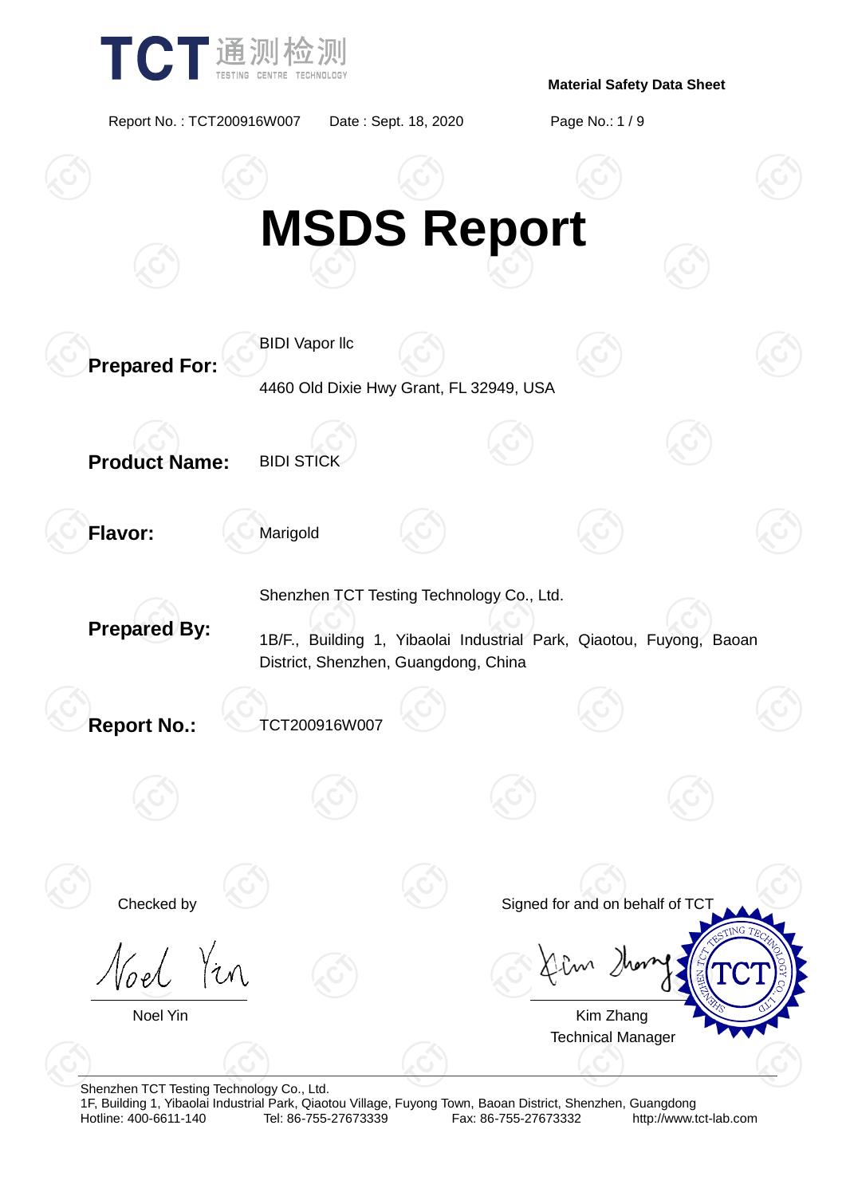# MSDS Report

**Prepared For:** BIDI Vapor llc

4460 Old Dixie Hwy Grant, FL 32949, USA

**Product Name:** BIDI STICK

**Flavor:** Marigold

**Prepared By:** Shenzhen TCT Testing Technology Co., Ltd.

1B/F., Building 1, Yibaolai Industrial Park, Qiaotou, Fuyong, Baoan District, Shenzhen, Guangdong, China

**Report No.:** TCT200916W007

Checked by

Noel Yin

Signed for and on behalf of TCT

Kim Zhang
Technical Manager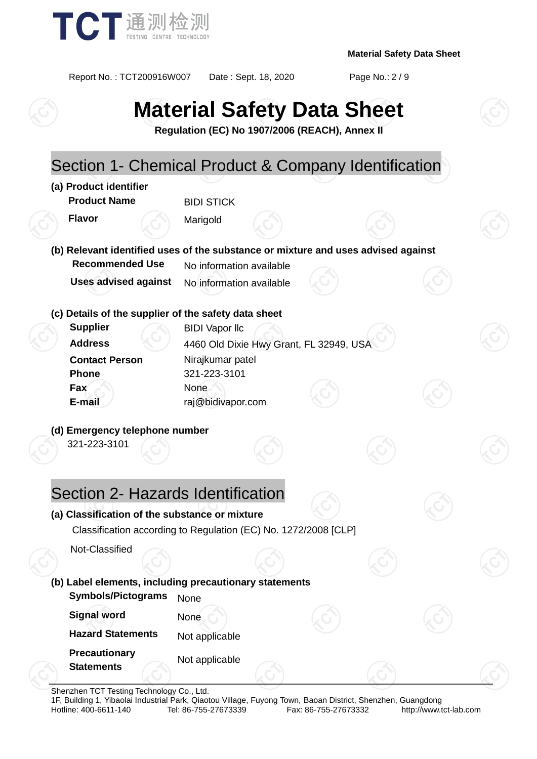# Material Safety Data Sheet

**Regulation (EC) No 1907/2006 (REACH), Annex II**

## Section 1- Chemical Product & Company Identification

**(a) Product identifier**

| | |
|---|---|
| **Product Name** | BIDI STICK |
| **Flavor** | Marigold |

**(b) Relevant identified uses of the substance or mixture and uses advised against**

| | |
|---|---|
| **Recommended Use** | No information available |
| **Uses advised against** | No information available |

**(c) Details of the supplier of the safety data sheet**

| | |
|---|---|
| **Supplier** | BIDI Vapor llc |
| **Address** | 4460 Old Dixie Hwy Grant, FL 32949, USA |
| **Contact Person** | Nirajkumar patel |
| **Phone** | 321-223-3101 |
| **Fax** | None |
| **E-mail** | raj@bidivapor.com |

**(d) Emergency telephone number**

321-223-3101

## Section 2- Hazards Identification

**(a) Classification of the substance or mixture**

Classification according to Regulation (EC) No. 1272/2008 [CLP]

Not-Classified

**(b) Label elements, including precautionary statements**

| | |
|---|---|
| **Symbols/Pictograms** | None |
| **Signal word** | None |
| **Hazard Statements** | Not applicable |
| **Precautionary Statements** | Not applicable |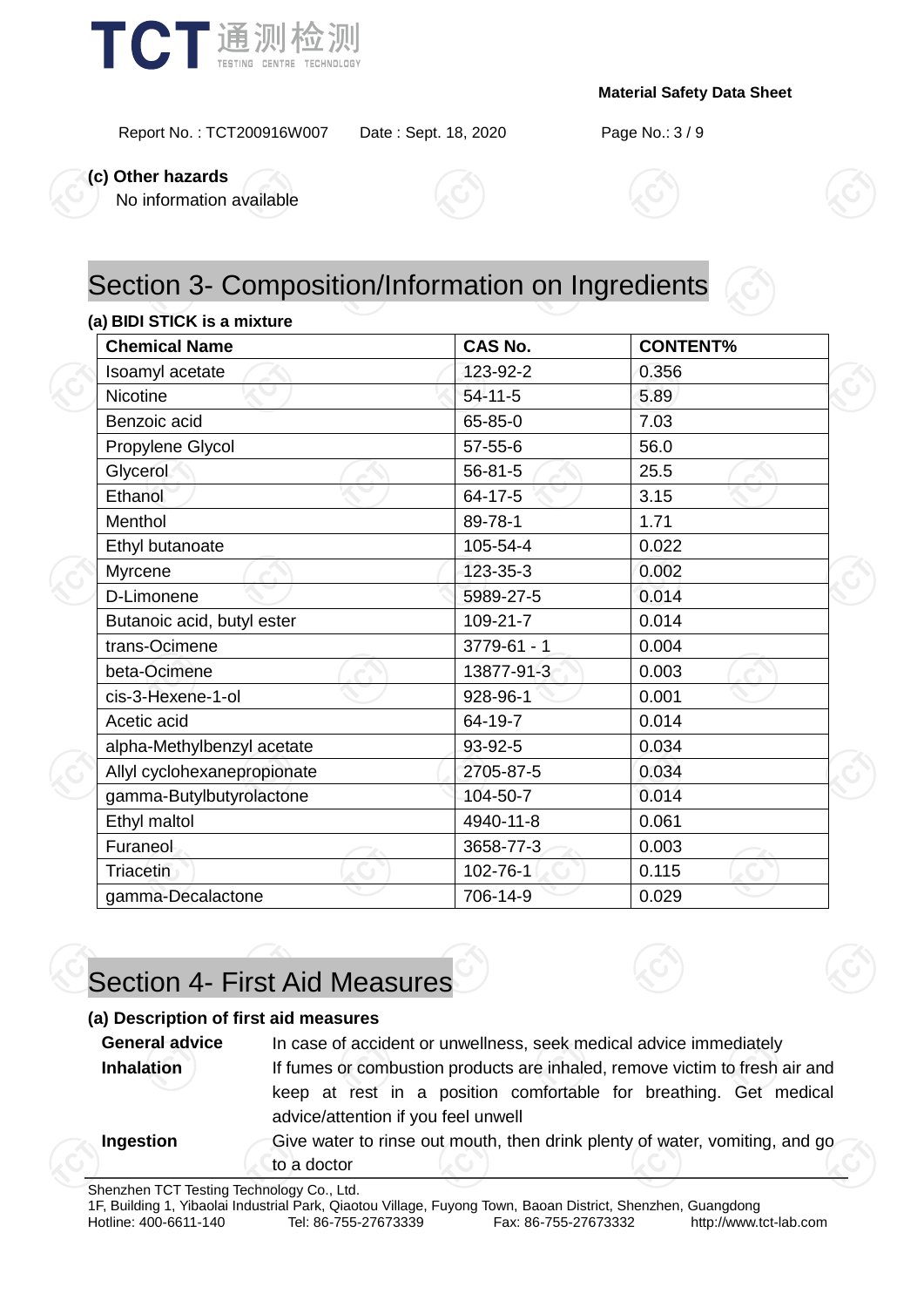**(c) Other hazards**

No information available

## Section 3- Composition/Information on Ingredients

**(a) BIDI STICK is a mixture**

| Chemical Name | CAS No. | CONTENT% |
|---|---|---|
| Isoamyl acetate | 123-92-2 | 0.356 |
| Nicotine | 54-11-5 | 5.89 |
| Benzoic acid | 65-85-0 | 7.03 |
| Propylene Glycol | 57-55-6 | 56.0 |
| Glycerol | 56-81-5 | 25.5 |
| Ethanol | 64-17-5 | 3.15 |
| Menthol | 89-78-1 | 1.71 |
| Ethyl butanoate | 105-54-4 | 0.022 |
| Myrcene | 123-35-3 | 0.002 |
| D-Limonene | 5989-27-5 | 0.014 |
| Butanoic acid, butyl ester | 109-21-7 | 0.014 |
| trans-Ocimene | 3779-61 - 1 | 0.004 |
| beta-Ocimene | 13877-91-3 | 0.003 |
| cis-3-Hexene-1-ol | 928-96-1 | 0.001 |
| Acetic acid | 64-19-7 | 0.014 |
| alpha-Methylbenzyl acetate | 93-92-5 | 0.034 |
| Allyl cyclohexanepropionate | 2705-87-5 | 0.034 |
| gamma-Butylbutyrolactone | 104-50-7 | 0.014 |
| Ethyl maltol | 4940-11-8 | 0.061 |
| Furaneol | 3658-77-3 | 0.003 |
| Triacetin | 102-76-1 | 0.115 |
| gamma-Decalactone | 706-14-9 | 0.029 |

## Section 4- First Aid Measures

**(a) Description of first aid measures**

**General advice** In case of accident or unwellness, seek medical advice immediately

**Inhalation** If fumes or combustion products are inhaled, remove victim to fresh air and keep at rest in a position comfortable for breathing. Get medical advice/attention if you feel unwell

**Ingestion** Give water to rinse out mouth, then drink plenty of water, vomiting, and go to a doctor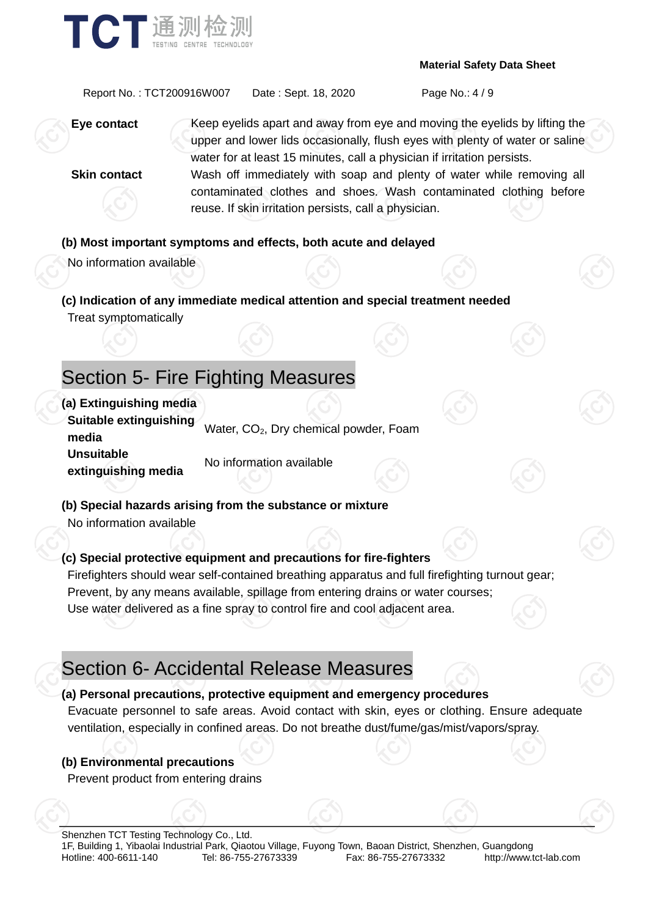| | |
|---|---|
| **Eye contact** | Keep eyelids apart and away from eye and moving the eyelids by lifting the upper and lower lids occasionally, flush eyes with plenty of water or saline water for at least 15 minutes, call a physician if irritation persists. |
| **Skin contact** | Wash off immediately with soap and plenty of water while removing all contaminated clothes and shoes. Wash contaminated clothing before reuse. If skin irritation persists, call a physician. |

**(b) Most important symptoms and effects, both acute and delayed**

No information available

**(c) Indication of any immediate medical attention and special treatment needed**

Treat symptomatically

## Section 5- Fire Fighting Measures

**(a) Extinguishing media**

| | |
|---|---|
| **Suitable extinguishing media** | Water, $CO_2$, Dry chemical powder, Foam |
| **Unsuitable extinguishing media** | No information available |

**(b) Special hazards arising from the substance or mixture**

No information available

**(c) Special protective equipment and precautions for fire-fighters**

Firefighters should wear self-contained breathing apparatus and full firefighting turnout gear;
Prevent, by any means available, spillage from entering drains or water courses;
Use water delivered as a fine spray to control fire and cool adjacent area.

## Section 6- Accidental Release Measures

**(a) Personal precautions, protective equipment and emergency procedures**

Evacuate personnel to safe areas. Avoid contact with skin, eyes or clothing. Ensure adequate ventilation, especially in confined areas. Do not breathe dust/fume/gas/mist/vapors/spray.

**(b) Environmental precautions**

Prevent product from entering drains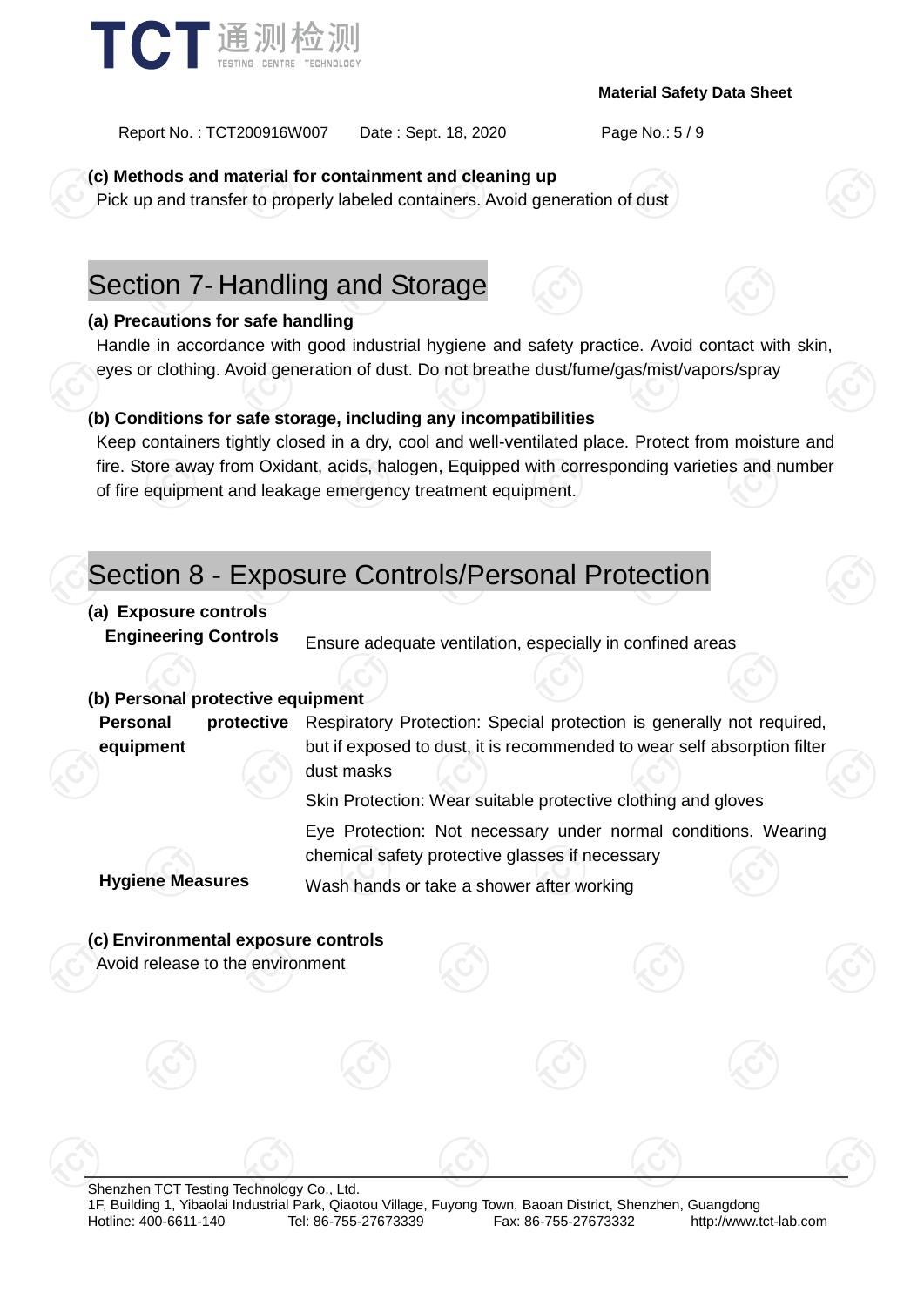**(c) Methods and material for containment and cleaning up**

Pick up and transfer to properly labeled containers. Avoid generation of dust

## Section 7- Handling and Storage

**(a) Precautions for safe handling**

Handle in accordance with good industrial hygiene and safety practice. Avoid contact with skin, eyes or clothing. Avoid generation of dust. Do not breathe dust/fume/gas/mist/vapors/spray

**(b) Conditions for safe storage, including any incompatibilities**

Keep containers tightly closed in a dry, cool and well-ventilated place. Protect from moisture and fire. Store away from Oxidant, acids, halogen, Equipped with corresponding varieties and number of fire equipment and leakage emergency treatment equipment.

## Section 8 - Exposure Controls/Personal Protection

**(a) Exposure controls**

| | |
|---|---|
| **Engineering Controls** | Ensure adequate ventilation, especially in confined areas |

**(b) Personal protective equipment**

| | |
|---|---|
| **Personal protective equipment** | Respiratory Protection: Special protection is generally not required, but if exposed to dust, it is recommended to wear self absorption filter dust masks |
| | Skin Protection: Wear suitable protective clothing and gloves |
| | Eye Protection: Not necessary under normal conditions. Wearing chemical safety protective glasses if necessary |
| **Hygiene Measures** | Wash hands or take a shower after working |

**(c) Environmental exposure controls**

Avoid release to the environment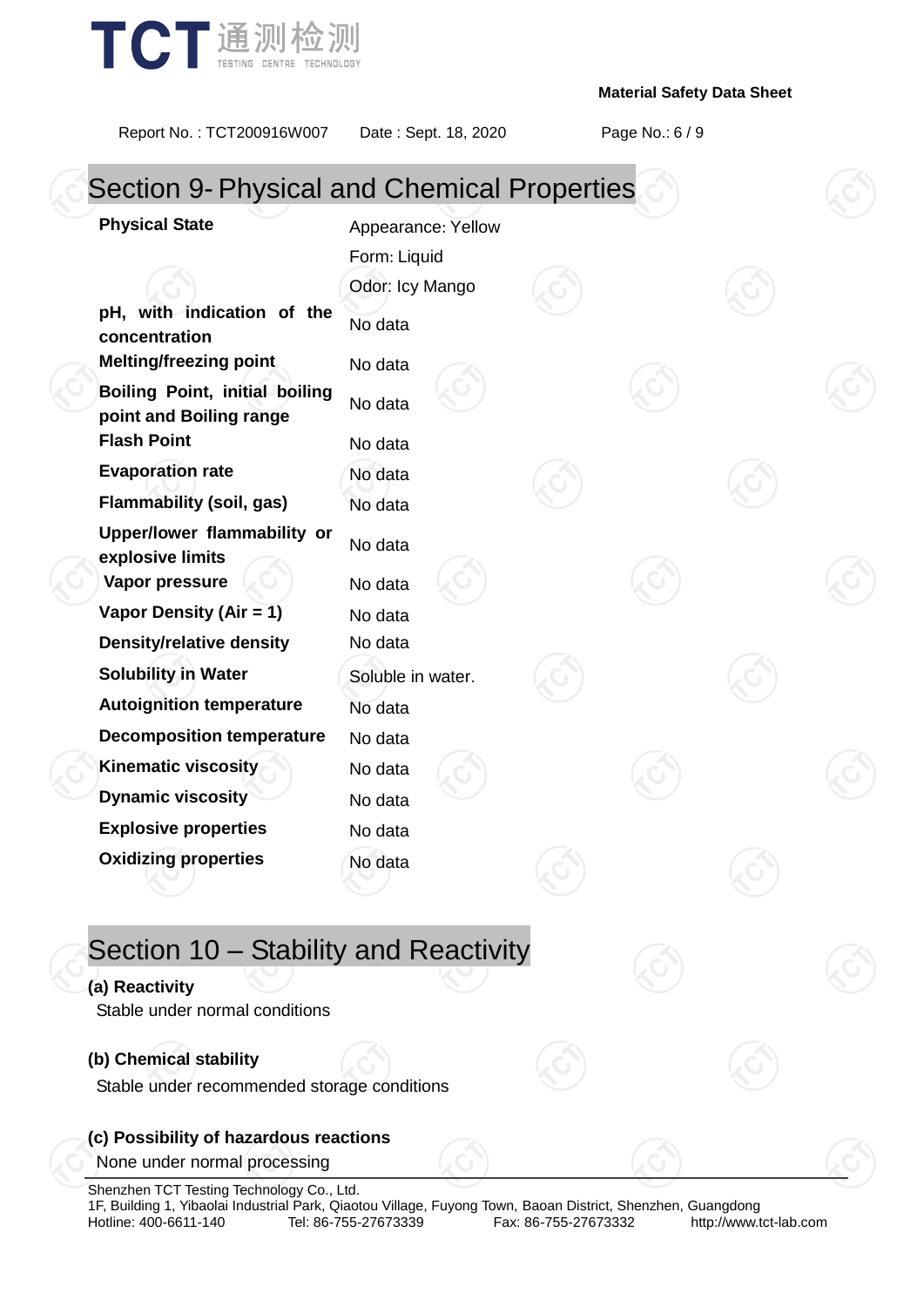## Section 9- Physical and Chemical Properties

| | |
|---|---|
| **Physical State** | Appearance: Yellow<br>Form: Liquid<br>Odor: Icy Mango |
| **pH, with indication of the concentration** | No data |
| **Melting/freezing point** | No data |
| **Boiling Point, initial boiling point and Boiling range** | No data |
| **Flash Point** | No data |
| **Evaporation rate** | No data |
| **Flammability (soil, gas)** | No data |
| **Upper/lower flammability or explosive limits** | No data |
| **Vapor pressure** | No data |
| **Vapor Density (Air = 1)** | No data |
| **Density/relative density** | No data |
| **Solubility in Water** | Soluble in water. |
| **Autoignition temperature** | No data |
| **Decomposition temperature** | No data |
| **Kinematic viscosity** | No data |
| **Dynamic viscosity** | No data |
| **Explosive properties** | No data |
| **Oxidizing properties** | No data |

## Section 10 – Stability and Reactivity

**(a) Reactivity**

Stable under normal conditions

**(b) Chemical stability**

Stable under recommended storage conditions

**(c) Possibility of hazardous reactions**

None under normal processing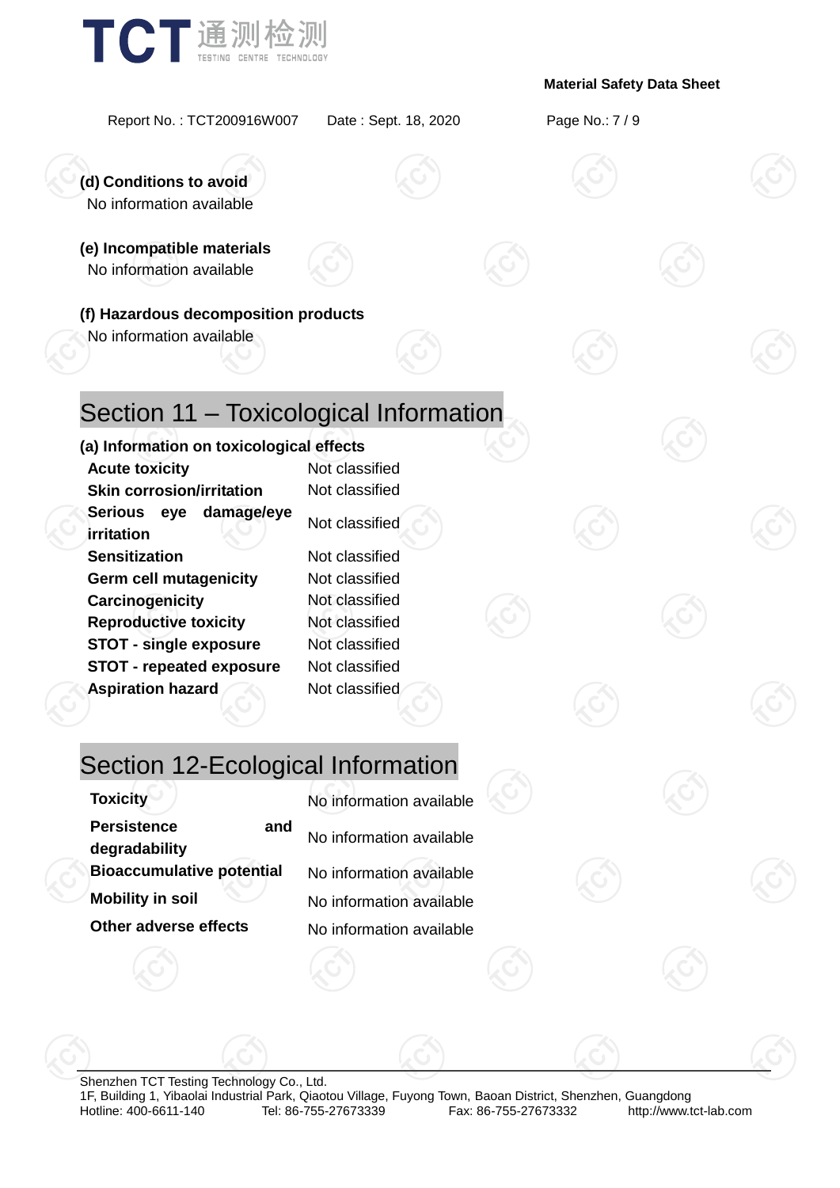**(d) Conditions to avoid**

No information available

**(e) Incompatible materials**

No information available

**(f) Hazardous decomposition products**

No information available

## Section 11 – Toxicological Information

**(a) Information on toxicological effects**

| | |
|---|---|
| **Acute toxicity** | Not classified |
| **Skin corrosion/irritation** | Not classified |
| **Serious eye damage/eye irritation** | Not classified |
| **Sensitization** | Not classified |
| **Germ cell mutagenicity** | Not classified |
| **Carcinogenicity** | Not classified |
| **Reproductive toxicity** | Not classified |
| **STOT - single exposure** | Not classified |
| **STOT - repeated exposure** | Not classified |
| **Aspiration hazard** | Not classified |

## Section 12-Ecological Information

| | |
|---|---|
| **Toxicity** | No information available |
| **Persistence and degradability** | No information available |
| **Bioaccumulative potential** | No information available |
| **Mobility in soil** | No information available |
| **Other adverse effects** | No information available |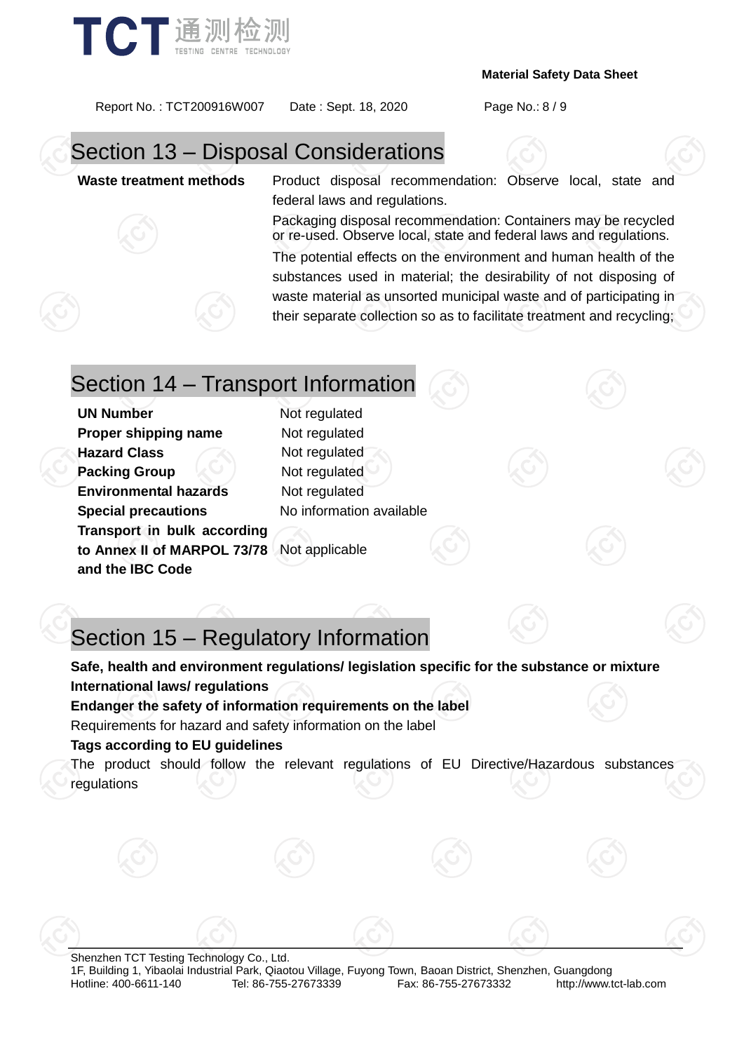## Section 13 – Disposal Considerations

| | |
|---|---|
| **Waste treatment methods** | Product disposal recommendation: Observe local, state and federal laws and regulations.<br>Packaging disposal recommendation: Containers may be recycled or re-used. Observe local, state and federal laws and regulations.<br>The potential effects on the environment and human health of the substances used in material; the desirability of not disposing of waste material as unsorted municipal waste and of participating in their separate collection so as to facilitate treatment and recycling; |

## Section 14 – Transport Information

| | |
|---|---|
| **UN Number** | Not regulated |
| **Proper shipping name** | Not regulated |
| **Hazard Class** | Not regulated |
| **Packing Group** | Not regulated |
| **Environmental hazards** | Not regulated |
| **Special precautions** | No information available |
| **Transport in bulk according to Annex II of MARPOL 73/78 and the IBC Code** | Not applicable |

## Section 15 – Regulatory Information

**Safe, health and environment regulations/ legislation specific for the substance or mixture**

**International laws/ regulations**

**Endanger the safety of information requirements on the label**

Requirements for hazard and safety information on the label

**Tags according to EU guidelines**

The product should follow the relevant regulations of EU Directive/Hazardous substances regulations

Shenzhen TCT Testing Technology Co., Ltd.
1F, Building 1, Yibaolai Industrial Park, Qiaotou Village, Fuyong Town, Baoan District, Shenzhen, Guangdong
Hotline: 400-6611-140 Tel: 86-755-27673339 Fax: 86-755-27673332 http://www.tct-lab.com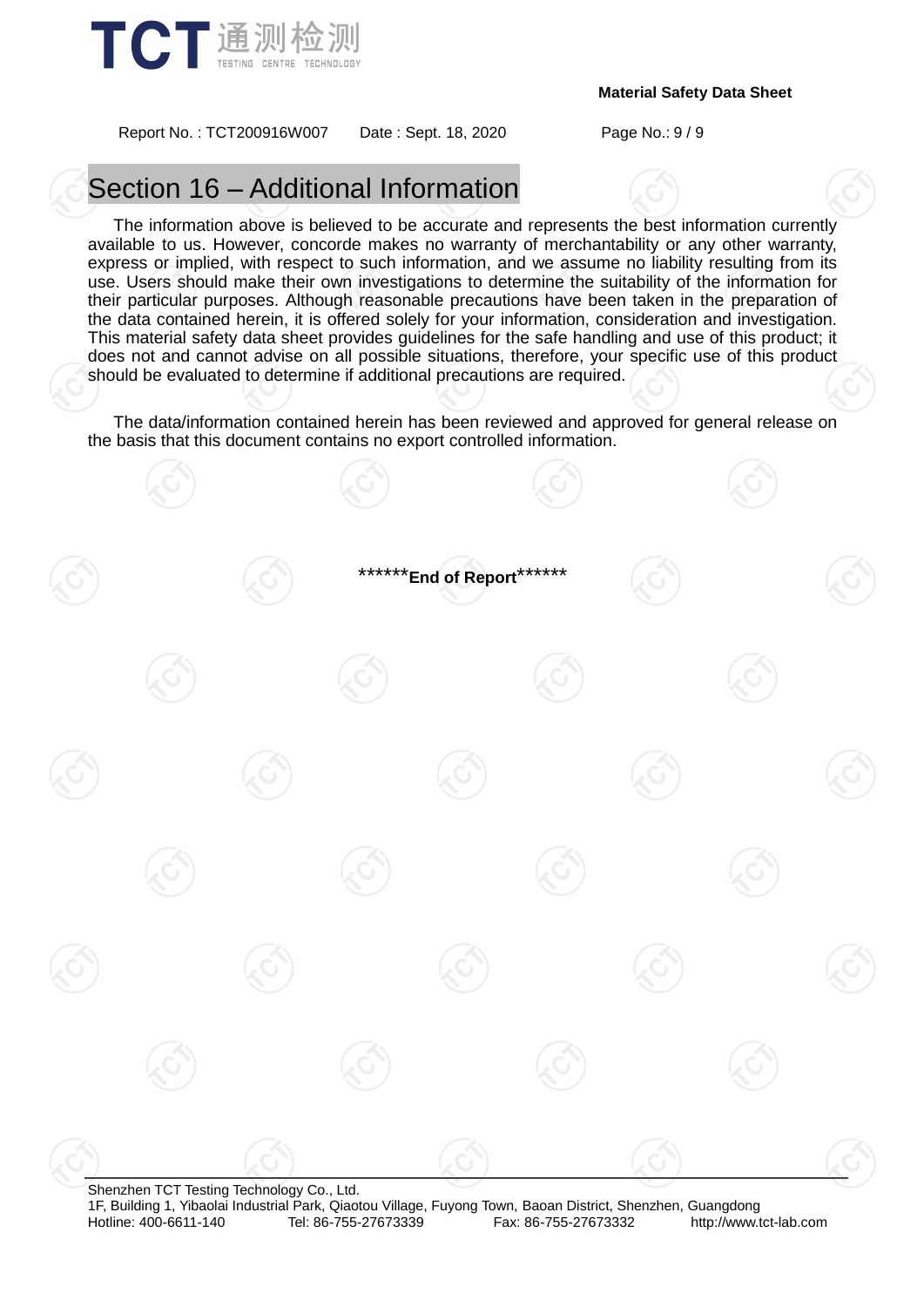# Section 16 – Additional Information

The information above is believed to be accurate and represents the best information currently available to us. However, concorde makes no warranty of merchantability or any other warranty, express or implied, with respect to such information, and we assume no liability resulting from its use. Users should make their own investigations to determine the suitability of the information for their particular purposes. Although reasonable precautions have been taken in the preparation of the data contained herein, it is offered solely for your information, consideration and investigation. This material safety data sheet provides guidelines for the safe handling and use of this product; it does not and cannot advise on all possible situations, therefore, your specific use of this product should be evaluated to determine if additional precautions are required.

The data/information contained herein has been reviewed and approved for general release on the basis that this document contains no export controlled information.

********End of Report******